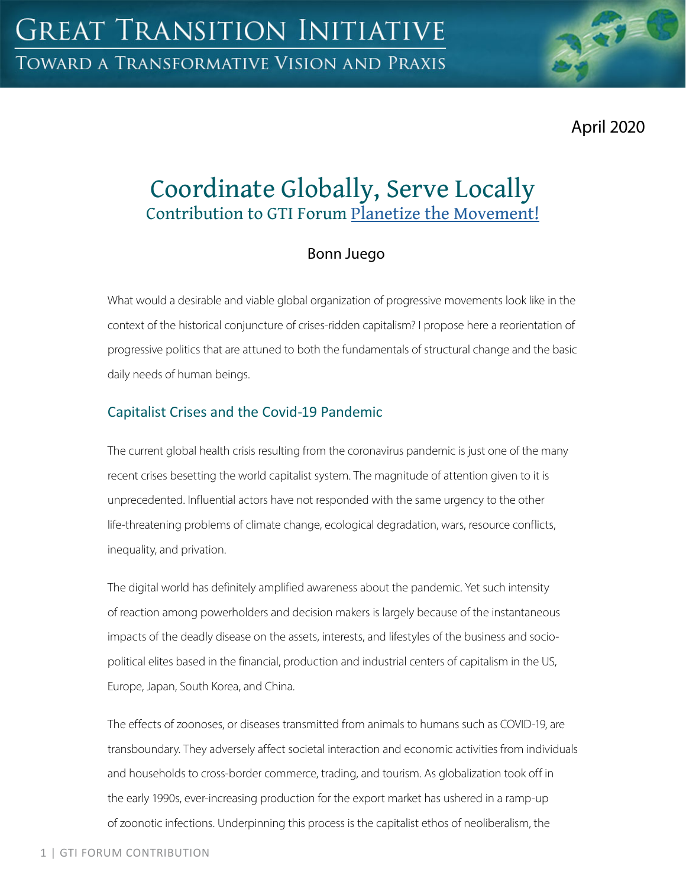GREAT TRANSITION INITIATIVE

TOWARD A TRANSFORMATIVE VISION AND PRAXIS

April 2020

# Coordinate Globally, Serve Locally

## Contribution to GTI Forum Planetize the Movement!

Bonn Juego

What would a desirable and viable global organization of progressive movements look like in the context of the historical conjuncture of crises-ridden capitalism? I propose here a reorientation of progressive politics that are attuned to both the fundamentals of structural change and the basic daily needs of human beings.

### Capitalist Crises and the Covid-19 Pandemic

The current global health crisis resulting from the coronavirus pandemic is just one of the many recent crises besetting the world capitalist system. The magnitude of attention given to it is unprecedented. Influential actors have not responded with the same urgency to the other life-threatening problems of climate change, ecological degradation, wars, resource conflicts, inequality, and privation.

The digital world has definitely amplified awareness about the pandemic. Yet such intensity of reaction among powerholders and decision makers is largely because of the instantaneous impacts of the deadly disease on the assets, interests, and lifestyles of the business and socio-political elites based in the financial, production and industrial centers of capitalism in the US, Europe, Japan, South Korea, and China.

The effects of zoonoses, or diseases transmitted from animals to humans such as COVID-19, are transboundary. They adversely affect societal interaction and economic activities from individuals and households to cross-border commerce, trading, and tourism. As globalization took off in the early 1990s, ever-increasing production for the export market has ushered in a ramp-up of zoonotic infections. Underpinning this process is the capitalist ethos of neoliberalism, the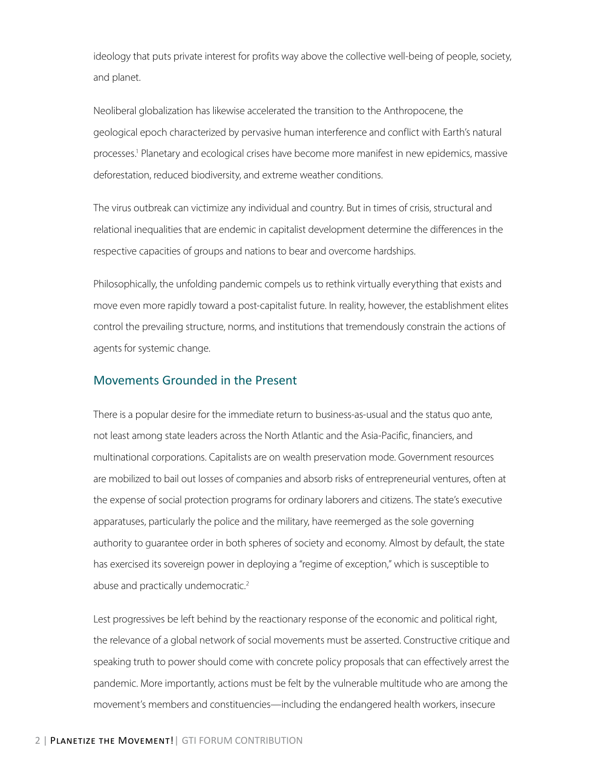ideology that puts private interest for profits way above the collective well-being of people, society, and planet.

Neoliberal globalization has likewise accelerated the transition to the Anthropocene, the geological epoch characterized by pervasive human interference and conflict with Earth's natural processes.[1] Planetary and ecological crises have become more manifest in new epidemics, massive deforestation, reduced biodiversity, and extreme weather conditions.

The virus outbreak can victimize any individual and country. But in times of crisis, structural and relational inequalities that are endemic in capitalist development determine the differences in the respective capacities of groups and nations to bear and overcome hardships.

Philosophically, the unfolding pandemic compels us to rethink virtually everything that exists and move even more rapidly toward a post-capitalist future. In reality, however, the establishment elites control the prevailing structure, norms, and institutions that tremendously constrain the actions of agents for systemic change.

## Movements Grounded in the Present

There is a popular desire for the immediate return to business-as-usual and the status quo ante, not least among state leaders across the North Atlantic and the Asia-Pacific, financiers, and multinational corporations. Capitalists are on wealth preservation mode. Government resources are mobilized to bail out losses of companies and absorb risks of entrepreneurial ventures, often at the expense of social protection programs for ordinary laborers and citizens. The state's executive apparatuses, particularly the police and the military, have reemerged as the sole governing authority to guarantee order in both spheres of society and economy. Almost by default, the state has exercised its sovereign power in deploying a "regime of exception," which is susceptible to abuse and practically undemocratic.[2]

Lest progressives be left behind by the reactionary response of the economic and political right, the relevance of a global network of social movements must be asserted. Constructive critique and speaking truth to power should come with concrete policy proposals that can effectively arrest the pandemic. More importantly, actions must be felt by the vulnerable multitude who are among the movement's members and constituencies—including the endangered health workers, insecure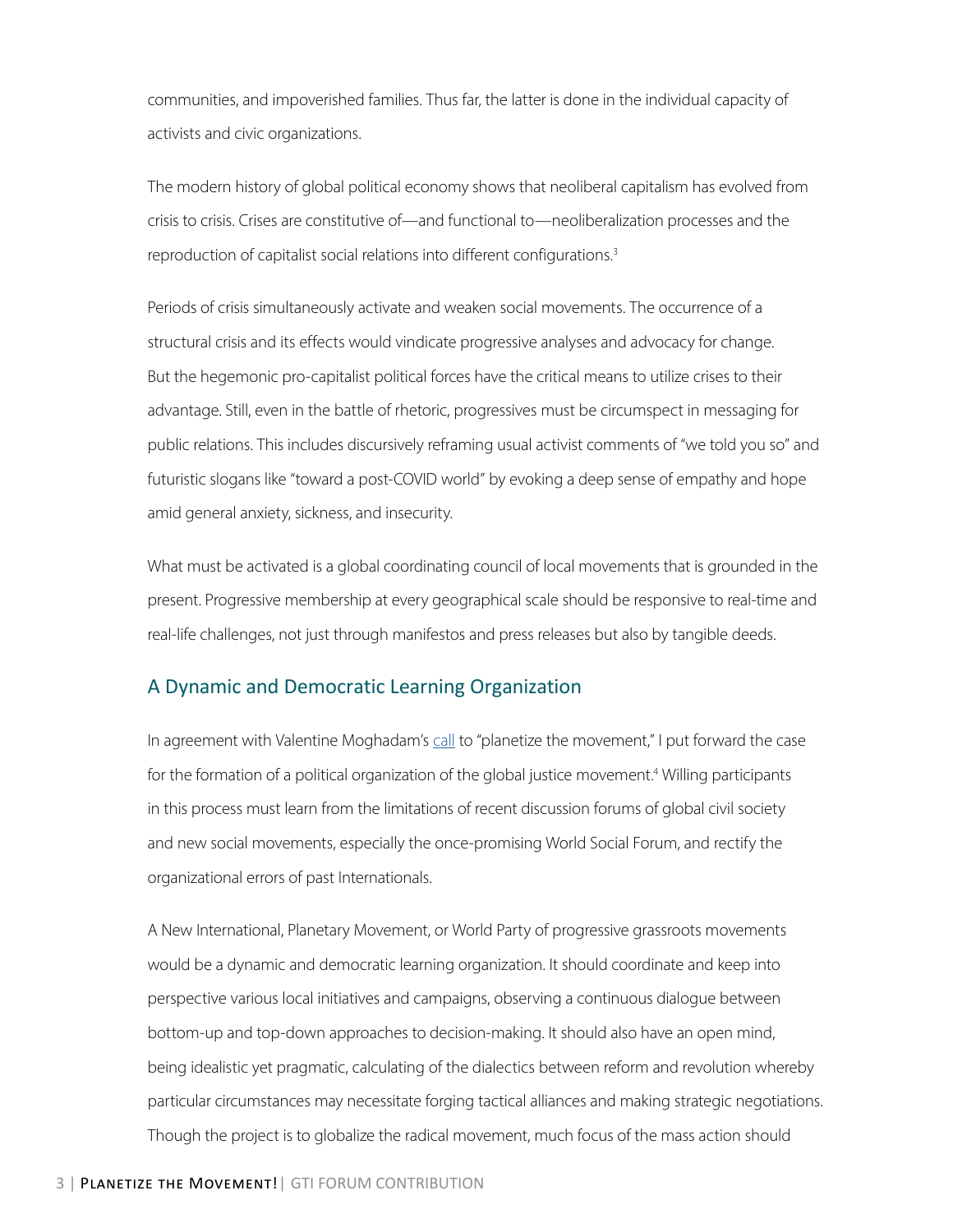communities, and impoverished families. Thus far, the latter is done in the individual capacity of activists and civic organizations.

The modern history of global political economy shows that neoliberal capitalism has evolved from crisis to crisis. Crises are constitutive of—and functional to—neoliberalization processes and the reproduction of capitalist social relations into different configurations.[3]

Periods of crisis simultaneously activate and weaken social movements. The occurrence of a structural crisis and its effects would vindicate progressive analyses and advocacy for change. But the hegemonic pro-capitalist political forces have the critical means to utilize crises to their advantage. Still, even in the battle of rhetoric, progressives must be circumspect in messaging for public relations. This includes discursively reframing usual activist comments of "we told you so" and futuristic slogans like "toward a post-COVID world" by evoking a deep sense of empathy and hope amid general anxiety, sickness, and insecurity.

What must be activated is a global coordinating council of local movements that is grounded in the present. Progressive membership at every geographical scale should be responsive to real-time and real-life challenges, not just through manifestos and press releases but also by tangible deeds.

## A Dynamic and Democratic Learning Organization

In agreement with Valentine Moghadam's call to "planetize the movement," I put forward the case for the formation of a political organization of the global justice movement.[4] Willing participants in this process must learn from the limitations of recent discussion forums of global civil society and new social movements, especially the once-promising World Social Forum, and rectify the organizational errors of past Internationals.

A New International, Planetary Movement, or World Party of progressive grassroots movements would be a dynamic and democratic learning organization. It should coordinate and keep into perspective various local initiatives and campaigns, observing a continuous dialogue between bottom-up and top-down approaches to decision-making. It should also have an open mind, being idealistic yet pragmatic, calculating of the dialectics between reform and revolution whereby particular circumstances may necessitate forging tactical alliances and making strategic negotiations. Though the project is to globalize the radical movement, much focus of the mass action should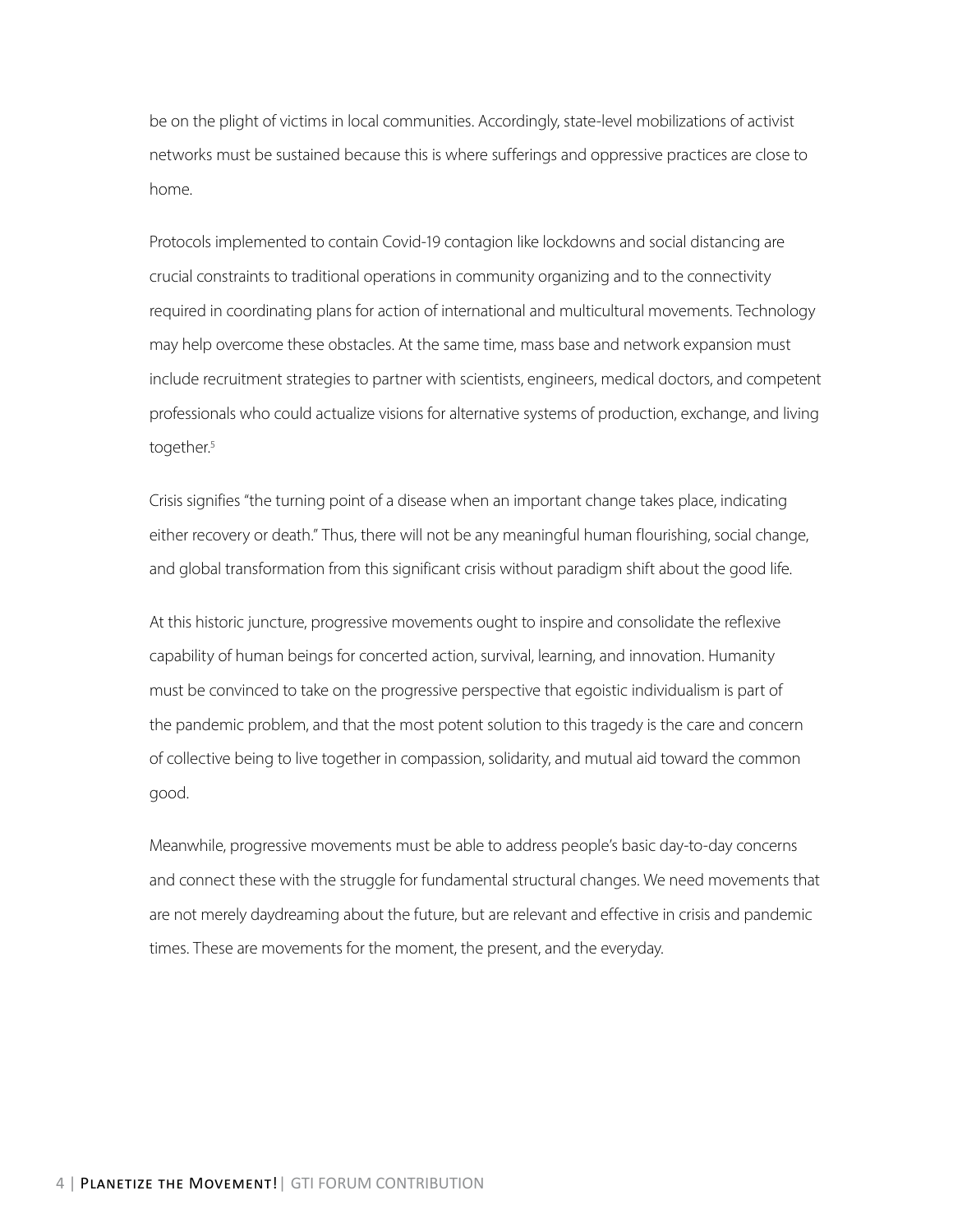be on the plight of victims in local communities. Accordingly, state-level mobilizations of activist networks must be sustained because this is where sufferings and oppressive practices are close to home.

Protocols implemented to contain Covid-19 contagion like lockdowns and social distancing are crucial constraints to traditional operations in community organizing and to the connectivity required in coordinating plans for action of international and multicultural movements. Technology may help overcome these obstacles. At the same time, mass base and network expansion must include recruitment strategies to partner with scientists, engineers, medical doctors, and competent professionals who could actualize visions for alternative systems of production, exchange, and living together.[5]

Crisis signifies "the turning point of a disease when an important change takes place, indicating either recovery or death." Thus, there will not be any meaningful human flourishing, social change, and global transformation from this significant crisis without paradigm shift about the good life.

At this historic juncture, progressive movements ought to inspire and consolidate the reflexive capability of human beings for concerted action, survival, learning, and innovation. Humanity must be convinced to take on the progressive perspective that egoistic individualism is part of the pandemic problem, and that the most potent solution to this tragedy is the care and concern of collective being to live together in compassion, solidarity, and mutual aid toward the common good.

Meanwhile, progressive movements must be able to address people's basic day-to-day concerns and connect these with the struggle for fundamental structural changes. We need movements that are not merely daydreaming about the future, but are relevant and effective in crisis and pandemic times. These are movements for the moment, the present, and the everyday.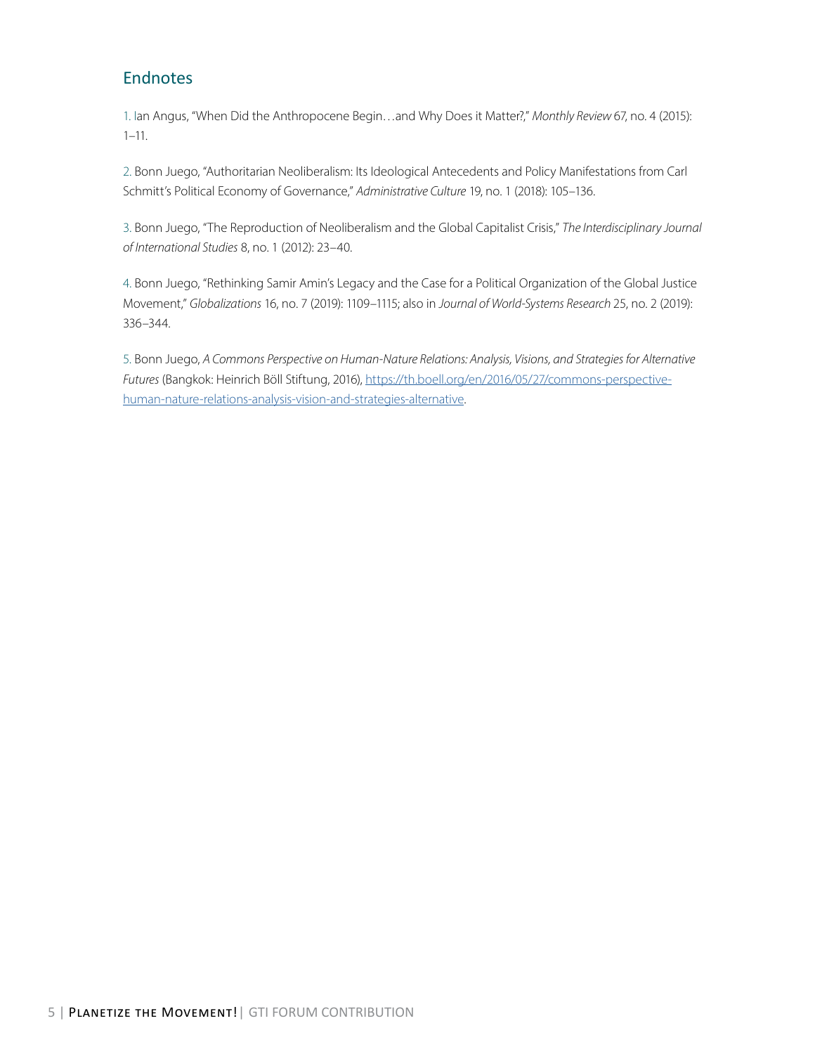## Endnotes

1. Ian Angus, "When Did the Anthropocene Begin…and Why Does it Matter?," *Monthly Review* 67, no. 4 (2015): 1–11.

2. Bonn Juego, "Authoritarian Neoliberalism: Its Ideological Antecedents and Policy Manifestations from Carl Schmitt's Political Economy of Governance," *Administrative Culture* 19, no. 1 (2018): 105–136.

3. Bonn Juego, "The Reproduction of Neoliberalism and the Global Capitalist Crisis," *The Interdisciplinary Journal of International Studies* 8, no. 1 (2012): 23–40.

4. Bonn Juego, "Rethinking Samir Amin's Legacy and the Case for a Political Organization of the Global Justice Movement," *Globalizations* 16, no. 7 (2019): 1109–1115; also in *Journal of World-Systems Research* 25, no. 2 (2019): 336–344.

5. Bonn Juego, *A Commons Perspective on Human-Nature Relations: Analysis, Visions, and Strategies for Alternative Futures* (Bangkok: Heinrich Böll Stiftung, 2016), [https://th.boell.org/en/2016/05/27/commons-perspective-human-nature-relations-analysis-vision-and-strategies-alternative](https://th.boell.org/en/2016/05/27/commons-perspective-human-nature-relations-analysis-vision-and-strategies-alternative).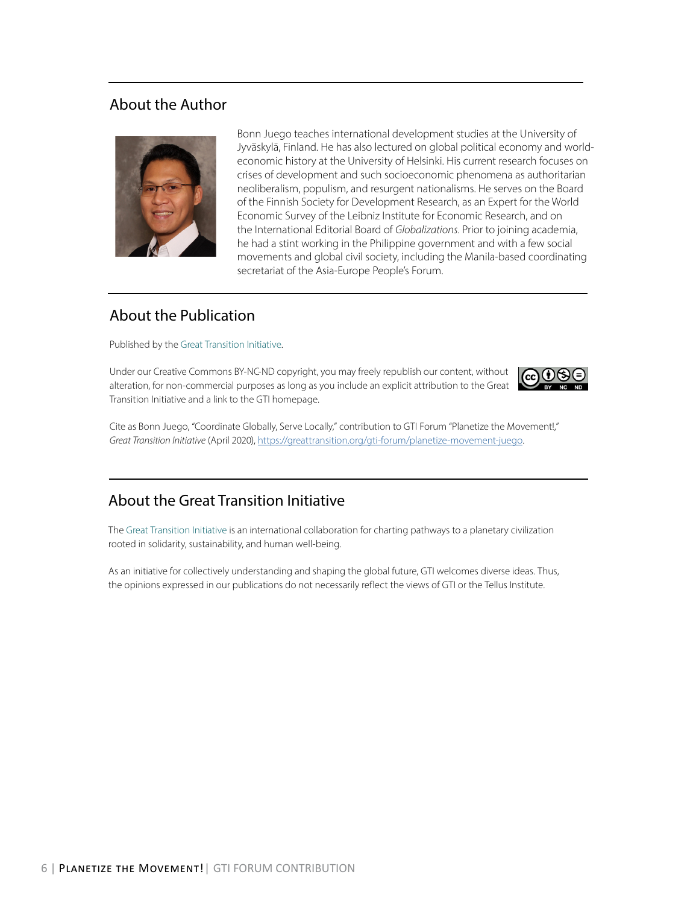## About the Author

Bonn Juego teaches international development studies at the University of Jyväskylä, Finland. He has also lectured on global political economy and world-economic history at the University of Helsinki. His current research focuses on crises of development and such socioeconomic phenomena as authoritarian neoliberalism, populism, and resurgent nationalisms. He serves on the Board of the Finnish Society for Development Research, as an Expert for the World Economic Survey of the Leibniz Institute for Economic Research, and on the International Editorial Board of *Globalizations*. Prior to joining academia, he had a stint working in the Philippine government and with a few social movements and global civil society, including the Manila-based coordinating secretariat of the Asia-Europe People's Forum.

## About the Publication

Published by the Great Transition Initiative.

Under our Creative Commons BY-NC-ND copyright, you may freely republish our content, without alteration, for non-commercial purposes as long as you include an explicit attribution to the Great Transition Initiative and a link to the GTI homepage.

Cite as Bonn Juego, "Coordinate Globally, Serve Locally," contribution to GTI Forum "Planetize the Movement!," *Great Transition Initiative* (April 2020), https://greattransition.org/gti-forum/planetize-movement-juego.

## About the Great Transition Initiative

The Great Transition Initiative is an international collaboration for charting pathways to a planetary civilization rooted in solidarity, sustainability, and human well-being.

As an initiative for collectively understanding and shaping the global future, GTI welcomes diverse ideas. Thus, the opinions expressed in our publications do not necessarily reflect the views of GTI or the Tellus Institute.